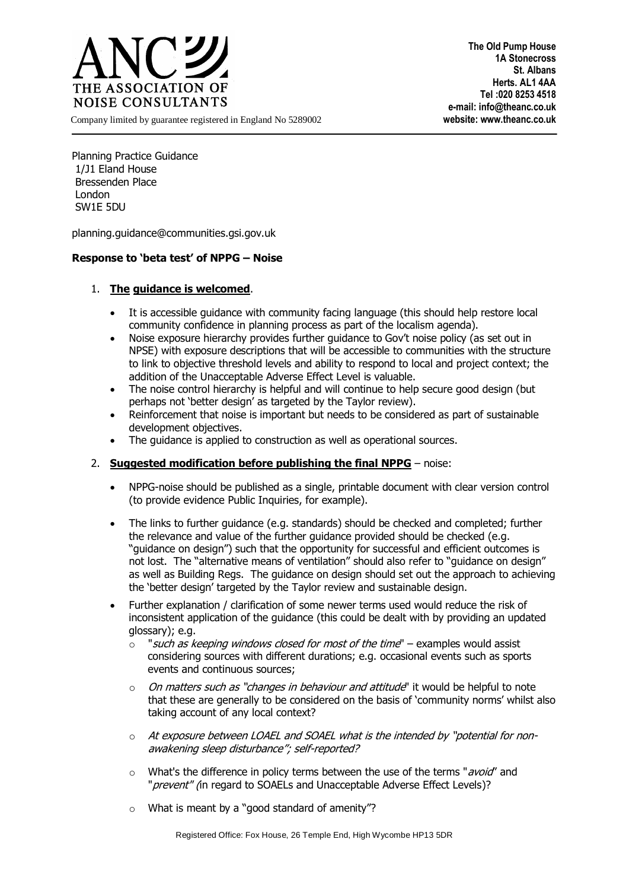# ANC THE ASSOCIATION OF NOISE CONSULTANTS

Company limited by guarantee registered in England No 5289002

**The Old Pump House**
**1A Stonecross**
**St. Albans**
**Herts. AL1 4AA**
**Tel :020 8253 4518**
**e-mail: info@theanc.co.uk**
**website: www.theanc.co.uk**

Planning Practice Guidance
1/J1 Eland House
Bressenden Place
London
SW1E 5DU

planning.guidance@communities.gsi.gov.uk

**Response to 'beta test' of NPPG – Noise**

1. **The guidance is welcomed**.

   - It is accessible guidance with community facing language (this should help restore local community confidence in planning process as part of the localism agenda).
   - Noise exposure hierarchy provides further guidance to Gov't noise policy (as set out in NPSE) with exposure descriptions that will be accessible to communities with the structure to link to objective threshold levels and ability to respond to local and project context; the addition of the Unacceptable Adverse Effect Level is valuable.
   - The noise control hierarchy is helpful and will continue to help secure good design (but perhaps not 'better design' as targeted by the Taylor review).
   - Reinforcement that noise is important but needs to be considered as part of sustainable development objectives.
   - The guidance is applied to construction as well as operational sources.

2. **Suggested modification before publishing the final NPPG** – noise:

   - NPPG-noise should be published as a single, printable document with clear version control (to provide evidence Public Inquiries, for example).
   - The links to further guidance (e.g. standards) should be checked and completed; further the relevance and value of the further guidance provided should be checked (e.g. "guidance on design") such that the opportunity for successful and efficient outcomes is not lost. The "alternative means of ventilation" should also refer to "guidance on design" as well as Building Regs. The guidance on design should set out the approach to achieving the 'better design' targeted by the Taylor review and sustainable design.
   - Further explanation / clarification of some newer terms used would reduce the risk of inconsistent application of the guidance (this could be dealt with by providing an updated glossary); e.g.
     - "*such as keeping windows closed for most of the time*" – examples would assist considering sources with different durations; e.g. occasional events such as sports events and continuous sources;
     - *On matters such as "changes in behaviour and attitude*" it would be helpful to note that these are generally to be considered on the basis of 'community norms' whilst also taking account of any local context?
     - *At exposure between LOAEL and SOAEL what is the intended by "potential for non-awakening sleep disturbance"; self-reported?*
     - What's the difference in policy terms between the use of the terms "*avoid*" and "*prevent" (*in regard to SOAELs and Unacceptable Adverse Effect Levels)?
     - What is meant by a "good standard of amenity"?

Registered Office: Fox House, 26 Temple End, High Wycombe HP13 5DR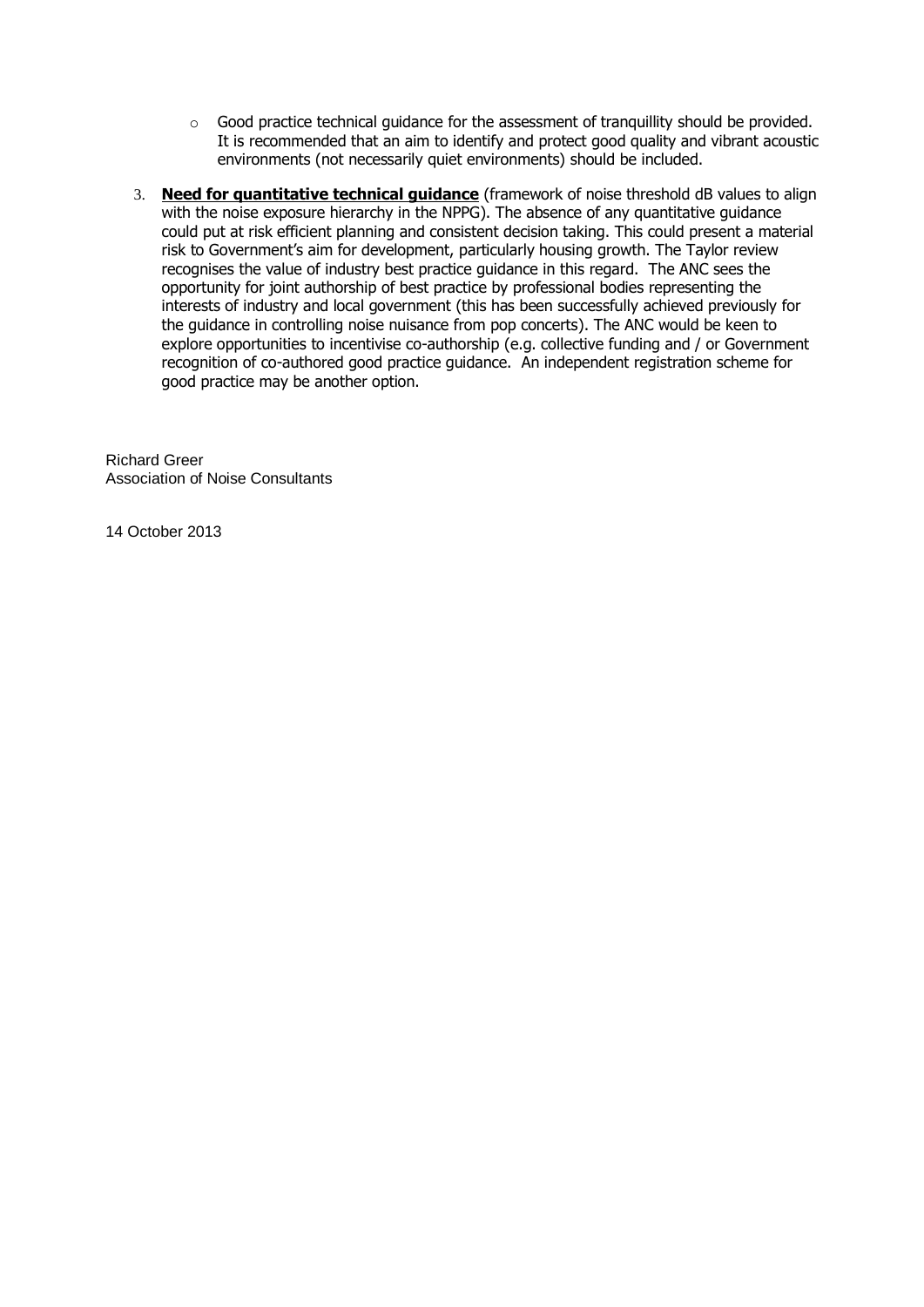- Good practice technical guidance for the assessment of tranquillity should be provided. It is recommended that an aim to identify and protect good quality and vibrant acoustic environments (not necessarily quiet environments) should be included.

3. **Need for quantitative technical guidance** (framework of noise threshold dB values to align with the noise exposure hierarchy in the NPPG). The absence of any quantitative guidance could put at risk efficient planning and consistent decision taking. This could present a material risk to Government's aim for development, particularly housing growth. The Taylor review recognises the value of industry best practice guidance in this regard. The ANC sees the opportunity for joint authorship of best practice by professional bodies representing the interests of industry and local government (this has been successfully achieved previously for the guidance in controlling noise nuisance from pop concerts). The ANC would be keen to explore opportunities to incentivise co-authorship (e.g. collective funding and / or Government recognition of co-authored good practice guidance. An independent registration scheme for good practice may be another option.

Richard Greer
Association of Noise Consultants

14 October 2013